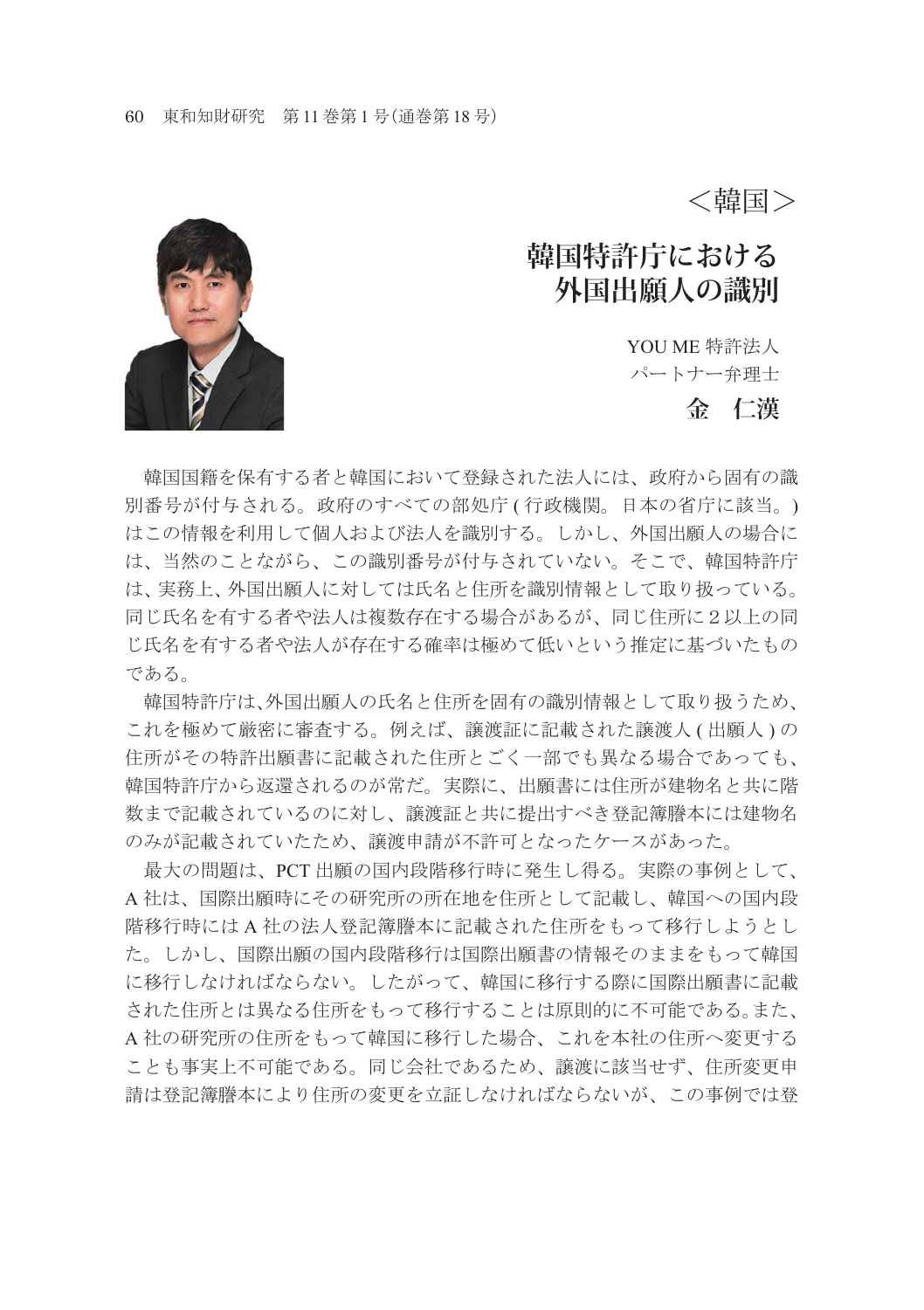＜韓国＞

# 韓国特許庁における外国出願人の識別

YOU ME 特許法人
パートナー弁理士
**金　仁漢**

韓国国籍を保有する者と韓国において登録された法人には、政府から固有の識別番号が付与される。政府のすべての部処庁 ( 行政機関。日本の省庁に該当。) はこの情報を利用して個人および法人を識別する。しかし、外国出願人の場合には、当然のことながら、この識別番号が付与されていない。そこで、韓国特許庁は、実務上、外国出願人に対しては氏名と住所を識別情報として取り扱っている。同じ氏名を有する者や法人は複数存在する場合があるが、同じ住所に２以上の同じ氏名を有する者や法人が存在する確率は極めて低いという推定に基づいたものである。

韓国特許庁は、外国出願人の氏名と住所を固有の識別情報として取り扱うため、これを極めて厳密に審査する。例えば、譲渡証に記載された譲渡人 ( 出願人 ) の住所がその特許出願書に記載された住所とごく一部でも異なる場合であっても、韓国特許庁から返還されるのが常だ。実際に、出願書には住所が建物名と共に階数まで記載されているのに対し、譲渡証と共に提出すべき登記簿謄本には建物名のみが記載されていたため、譲渡申請が不許可となったケースがあった。

最大の問題は、PCT 出願の国内段階移行時に発生し得る。実際の事例として、A 社は、国際出願時にその研究所の所在地を住所として記載し、韓国への国内段階移行時には A 社の法人登記簿謄本に記載された住所をもって移行しようとした。しかし、国際出願の国内段階移行は国際出願書の情報そのままをもって韓国に移行しなければならない。したがって、韓国に移行する際に国際出願書に記載された住所とは異なる住所をもって移行することは原則的に不可能である。また、A 社の研究所の住所をもって韓国に移行した場合、これを本社の住所へ変更することも事実上不可能である。同じ会社であるため、譲渡に該当せず、住所変更申請は登記簿謄本により住所の変更を立証しなければならないが、この事例では登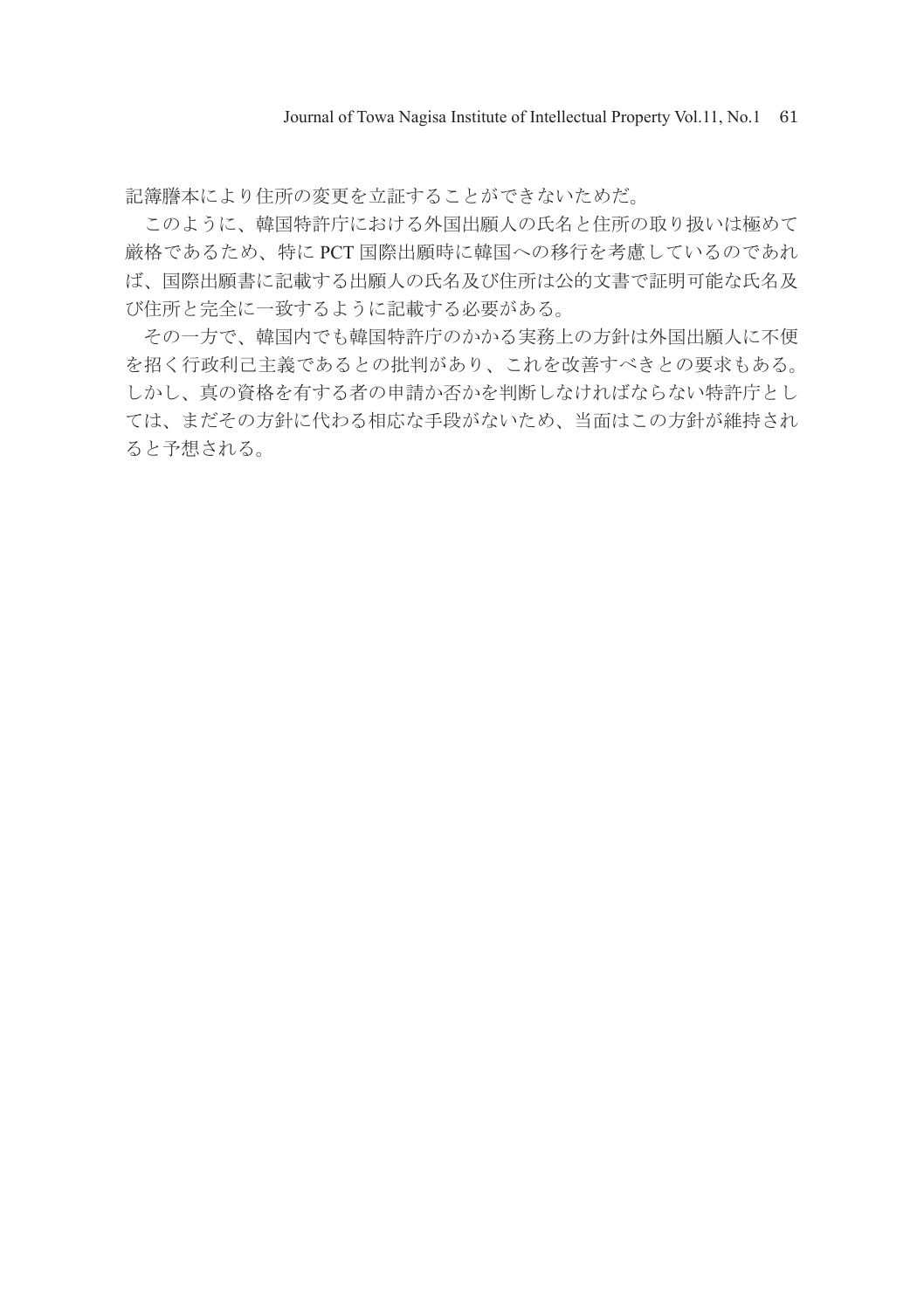記簿謄本により住所の変更を立証することができないためだ。

このように、韓国特許庁における外国出願人の氏名と住所の取り扱いは極めて厳格であるため、特に PCT 国際出願時に韓国への移行を考慮しているのであれば、国際出願書に記載する出願人の氏名及び住所は公的文書で証明可能な氏名及び住所と完全に一致するように記載する必要がある。

その一方で、韓国内でも韓国特許庁のかかる実務上の方針は外国出願人に不便を招く行政利己主義であるとの批判があり、これを改善すべきとの要求もある。しかし、真の資格を有する者の申請か否かを判断しなければならない特許庁としては、まだその方針に代わる相応な手段がないため、当面はこの方針が維持されると予想される。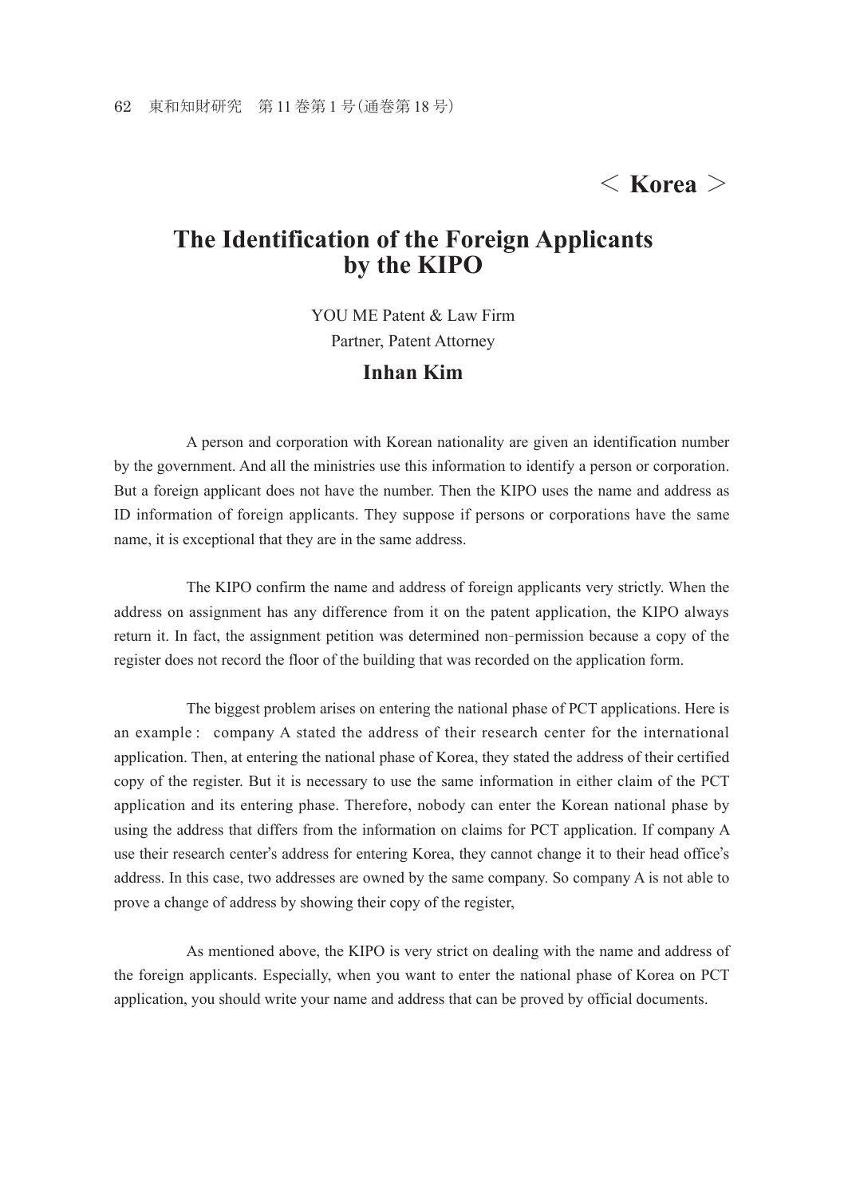**＜ Korea ＞**

# The Identification of the Foreign Applicants by the KIPO

YOU ME Patent & Law Firm

Partner, Patent Attorney

**Inhan Kim**

A person and corporation with Korean nationality are given an identification number by the government. And all the ministries use this information to identify a person or corporation. But a foreign applicant does not have the number. Then the KIPO uses the name and address as ID information of foreign applicants. They suppose if persons or corporations have the same name, it is exceptional that they are in the same address.

The KIPO confirm the name and address of foreign applicants very strictly. When the address on assignment has any difference from it on the patent application, the KIPO always return it. In fact, the assignment petition was determined non-permission because a copy of the register does not record the floor of the building that was recorded on the application form.

The biggest problem arises on entering the national phase of PCT applications. Here is an example : company A stated the address of their research center for the international application. Then, at entering the national phase of Korea, they stated the address of their certified copy of the register. But it is necessary to use the same information in either claim of the PCT application and its entering phase. Therefore, nobody can enter the Korean national phase by using the address that differs from the information on claims for PCT application. If company A use their research center's address for entering Korea, they cannot change it to their head office's address. In this case, two addresses are owned by the same company. So company A is not able to prove a change of address by showing their copy of the register,

As mentioned above, the KIPO is very strict on dealing with the name and address of the foreign applicants. Especially, when you want to enter the national phase of Korea on PCT application, you should write your name and address that can be proved by official documents.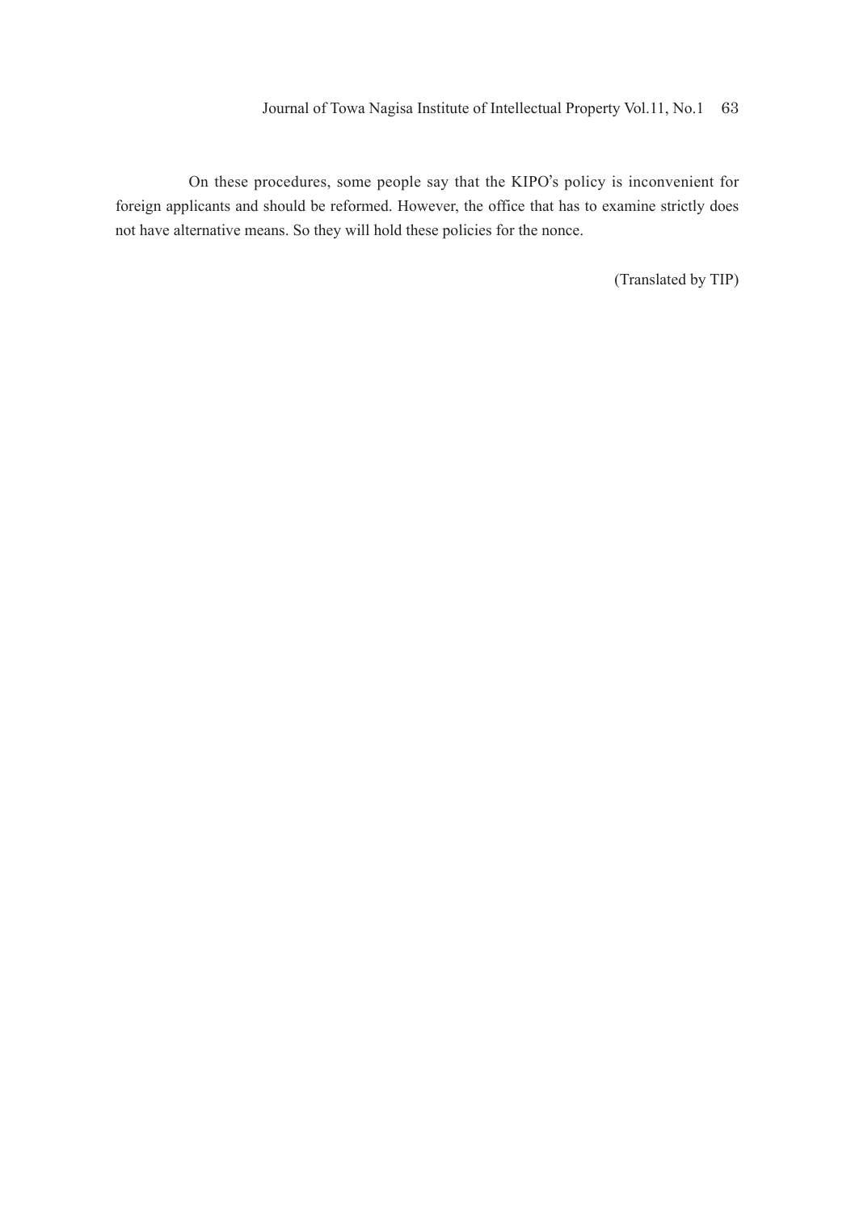On these procedures, some people say that the KIPO's policy is inconvenient for foreign applicants and should be reformed. However, the office that has to examine strictly does not have alternative means. So they will hold these policies for the nonce.

(Translated by TIP)